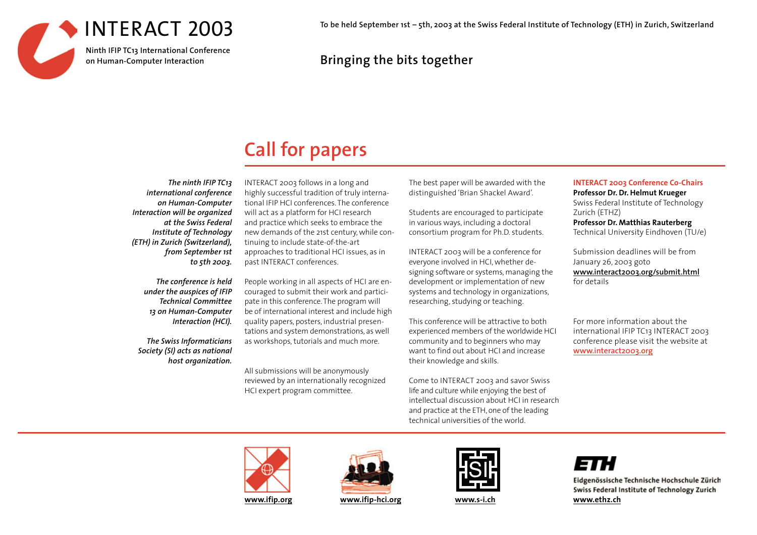# INTERACT 2003

**Ninth IFIP TC13 International Conference on Human-Computer Interaction**

**To be held September 1st – 5th, 2003 at the Swiss Federal Institute of Technology (ETH) in Zurich, Switzerland**

**Bringing the bits together**

## Call for papers

***The ninth IFIP TC13 international conference on Human-Computer Interaction will be organized at the Swiss Federal Institute of Technology (ETH) in Zurich (Switzerland), from September 1st to 5th 2003.***

***The conference is held under the auspices of IFIP Technical Committee 13 on Human-Computer Interaction (HCI).***

***The Swiss Informaticians Society (SI) acts as national host organization.***

INTERACT 2003 follows in a long and highly successful tradition of truly international IFIP HCI conferences. The conference will act as a platform for HCI research and practice which seeks to embrace the new demands of the 21st century, while continuing to include state-of-the-art approaches to traditional HCI issues, as in past INTERACT conferences.

People working in all aspects of HCI are encouraged to submit their work and participate in this conference. The program will be of international interest and include high quality papers, posters, industrial presentations and system demonstrations, as well as workshops, tutorials and much more.

All submissions will be anonymously reviewed by an internationally recognized HCI expert program committee.

The best paper will be awarded with the distinguished 'Brian Shackel Award'.

Students are encouraged to participate in various ways, including a doctoral consortium program for Ph.D. students.

INTERACT 2003 will be a conference for everyone involved in HCI, whether designing software or systems, managing the development or implementation of new systems and technology in organizations, researching, studying or teaching.

This conference will be attractive to both experienced members of the worldwide HCI community and to beginners who may want to find out about HCI and increase their knowledge and skills.

Come to INTERACT 2003 and savor Swiss life and culture while enjoying the best of intellectual discussion about HCI in research and practice at the ETH, one of the leading technical universities of the world.

**INTERACT 2003 Conference Co-Chairs**

**Professor Dr. Dr. Helmut Krueger**
Swiss Federal Institute of Technology Zurich (ETHZ)

**Professor Dr. Matthias Rauterberg**
Technical University Eindhoven (TU/e)

Submission deadlines will be from January 26, 2003 goto **www.interact2003.org/submit.html** for details

For more information about the international IFIP TC13 INTERACT 2003 conference please visit the website at **www.interact2003.org**

**www.ifip.org** **www.ifip-hci.org** **www.s-i.ch**

ETH
Eidgenössische Technische Hochschule Zürich
Swiss Federal Institute of Technology Zurich
**www.ethz.ch**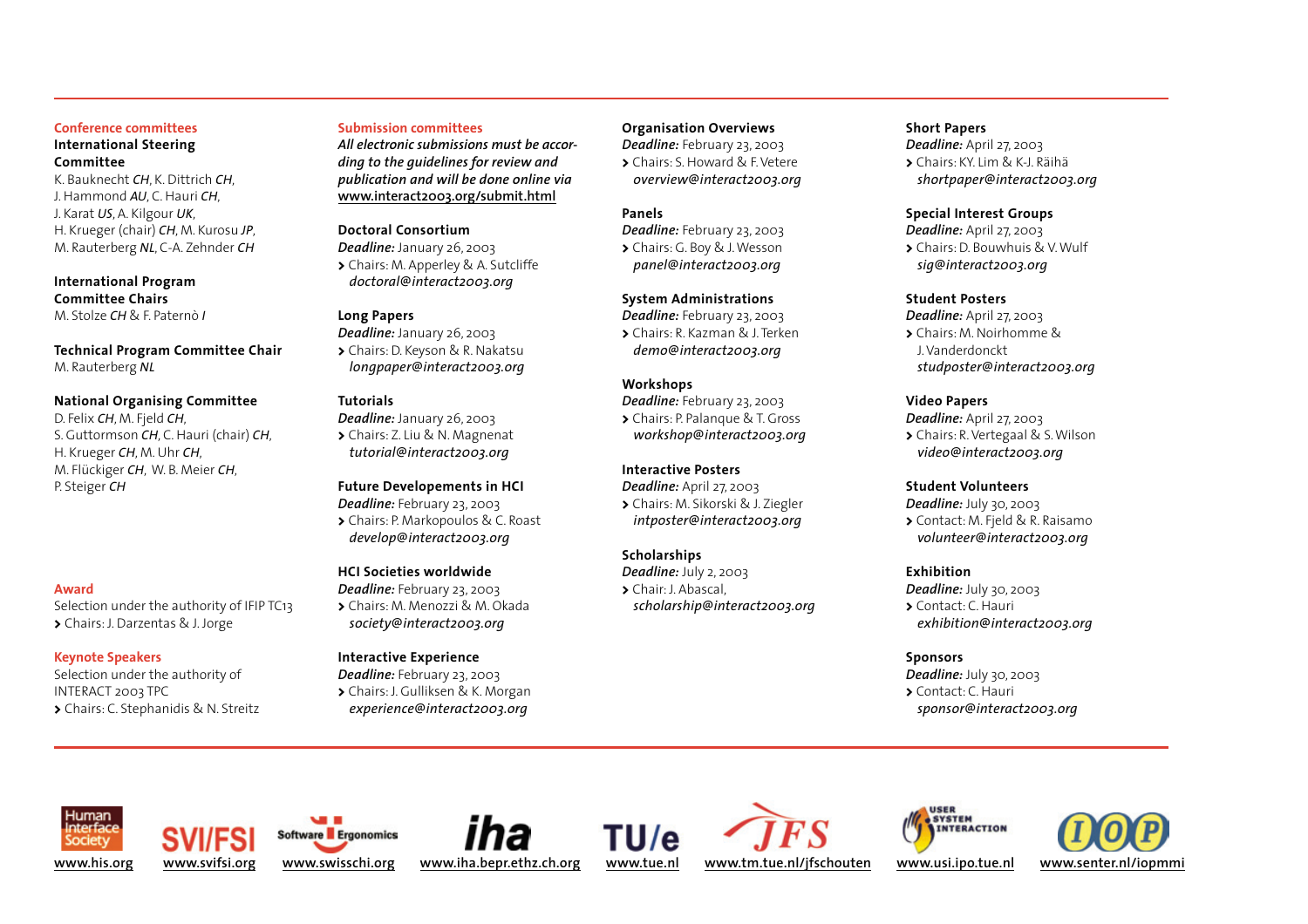## Conference committees

### International Steering Committee

K. Bauknecht *CH*, K. Dittrich *CH*, J. Hammond *AU*, C. Hauri *CH*, J. Karat *US*, A. Kilgour *UK*, H. Krueger (chair) *CH*, M. Kurosu *JP*, M. Rauterberg *NL*, C-A. Zehnder *CH*

### International Program Committee Chairs

M. Stolze *CH* & F. Paternò *I*

### Technical Program Committee Chair

M. Rauterberg *NL*

### National Organising Committee

D. Felix *CH*, M. Fjeld *CH*, S. Guttormson *CH*, C. Hauri (chair) *CH*, H. Krueger *CH*, M. Uhr *CH*, M. Flückiger *CH*, W. B. Meier *CH*, P. Steiger *CH*

## Award

Selection under the authority of IFIP TC13

> Chairs: J. Darzentas & J. Jorge

## Keynote Speakers

Selection under the authority of INTERACT 2003 TPC

> Chairs: C. Stephanidis & N. Streitz

## Submission committees

*All electronic submissions must be according to the guidelines for review and publication and will be done online via* www.interact2003.org/submit.html

### Doctoral Consortium

*Deadline:* January 26, 2003

> Chairs: M. Apperley & A. Sutcliffe
*doctoral@interact2003.org*

### Long Papers

*Deadline:* January 26, 2003

> Chairs: D. Keyson & R. Nakatsu
*longpaper@interact2003.org*

### Tutorials

*Deadline:* January 26, 2003

> Chairs: Z. Liu & N. Magnenat
*tutorial@interact2003.org*

### Future Developements in HCI

*Deadline:* February 23, 2003

> Chairs: P. Markopoulos & C. Roast
*develop@interact2003.org*

### HCI Societies worldwide

*Deadline:* February 23, 2003

> Chairs: M. Menozzi & M. Okada
*society@interact2003.org*

### Interactive Experience

*Deadline:* February 23, 2003

> Chairs: J. Gulliksen & K. Morgan
*experience@interact2003.org*

### Organisation Overviews

*Deadline:* February 23, 2003

> Chairs: S. Howard & F. Vetere
*overview@interact2003.org*

### Panels

*Deadline:* February 23, 2003

> Chairs: G. Boy & J. Wesson
*panel@interact2003.org*

### System Administrations

*Deadline:* February 23, 2003

> Chairs: R. Kazman & J. Terken
*demo@interact2003.org*

### Workshops

*Deadline:* February 23, 2003

> Chairs: P. Palanque & T. Gross
*workshop@interact2003.org*

### Interactive Posters

*Deadline:* April 27, 2003

> Chairs: M. Sikorski & J. Ziegler
*intposter@interact2003.org*

### Scholarships

*Deadline:* July 2, 2003

> Chair: J. Abascal,
*scholarship@interact2003.org*

### Short Papers

*Deadline:* April 27, 2003

> Chairs: KY. Lim & K-J. Räihä
*shortpaper@interact2003.org*

### Special Interest Groups

*Deadline:* April 27, 2003

> Chairs: D. Bouwhuis & V. Wulf
*sig@interact2003.org*

### Student Posters

*Deadline:* April 27, 2003

> Chairs: M. Noirhomme & J. Vanderdonckt
*studposter@interact2003.org*

### Video Papers

*Deadline:* April 27, 2003

> Chairs: R. Vertegaal & S. Wilson
*video@interact2003.org*

### Student Volunteers

*Deadline:* July 30, 2003

> Contact: M. Fjeld & R. Raisamo
*volunteer@interact2003.org*

### Exhibition

*Deadline:* July 30, 2003

> Contact: C. Hauri
*exhibition@interact2003.org*

### Sponsors

*Deadline:* July 30, 2003

> Contact: C. Hauri
*sponsor@interact2003.org*

---

Human Interface Society — www.his.org
SVI/FSI — www.svifsi.org
Software Ergonomics — www.swisschi.org
iha — www.iha.bepr.ethz.ch.org
TU/e — www.tue.nl
JFS — www.tm.tue.nl/jfschouten
User System Interaction — www.usi.ipo.tue.nl
IOP — www.senter.nl/iopmmi